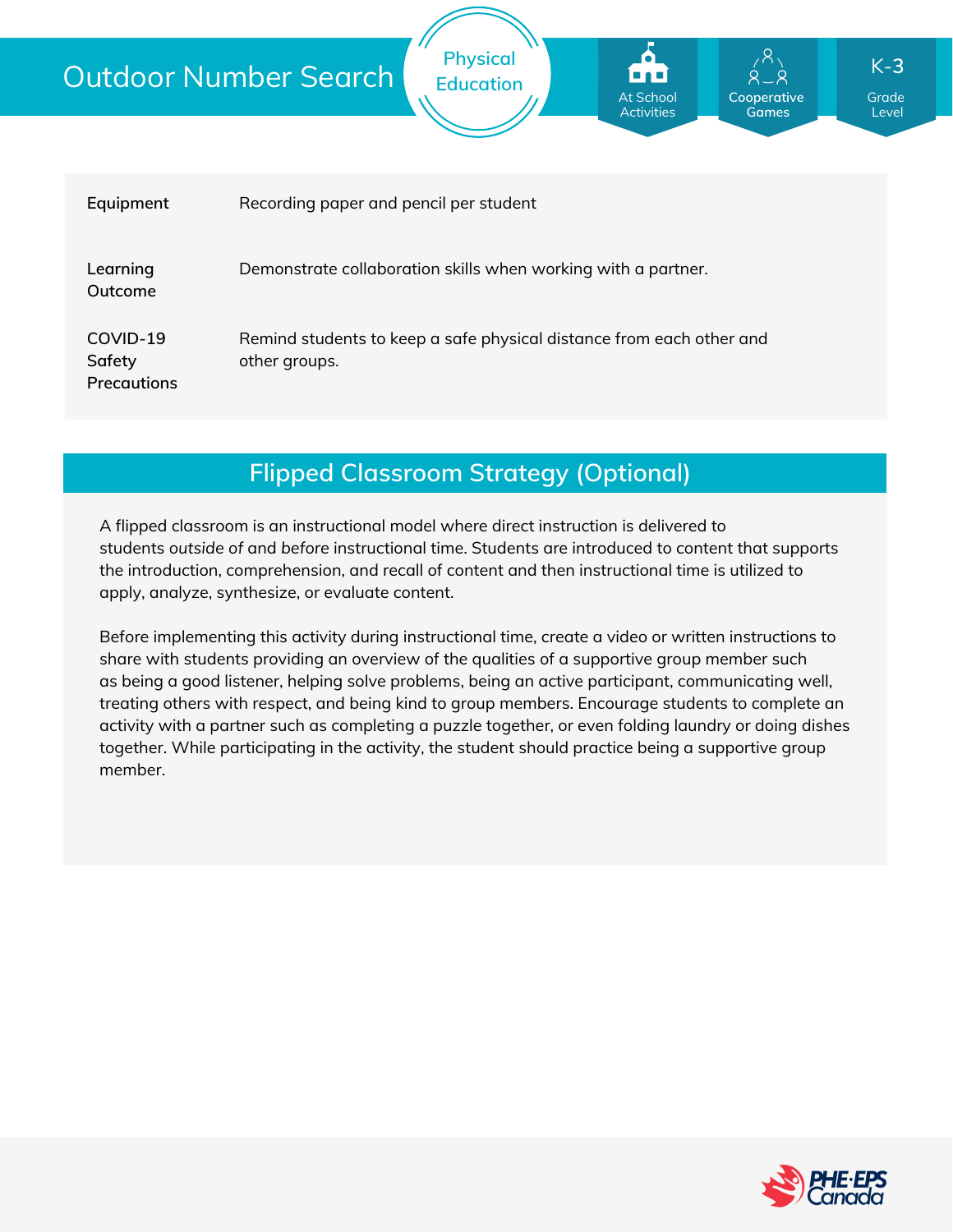# Outdoor Number Search

Physical Education

At School Activities | Cooperative Games | K-3 Grade Level

| | |
|---|---|
| **Equipment** | Recording paper and pencil per student |
| **Learning Outcome** | Demonstrate collaboration skills when working with a partner. |
| **COVID-19 Safety Precautions** | Remind students to keep a safe physical distance from each other and other groups. |

## Flipped Classroom Strategy (Optional)

A flipped classroom is an instructional model where direct instruction is delivered to students *outside of* and *before* instructional time. Students are introduced to content that supports the introduction, comprehension, and recall of content and then instructional time is utilized to apply, analyze, synthesize, or evaluate content.

Before implementing this activity during instructional time, create a video or written instructions to share with students providing an overview of the qualities of a supportive group member such as being a good listener, helping solve problems, being an active participant, communicating well, treating others with respect, and being kind to group members. Encourage students to complete an activity with a partner such as completing a puzzle together, or even folding laundry or doing dishes together. While participating in the activity, the student should practice being a supportive group member.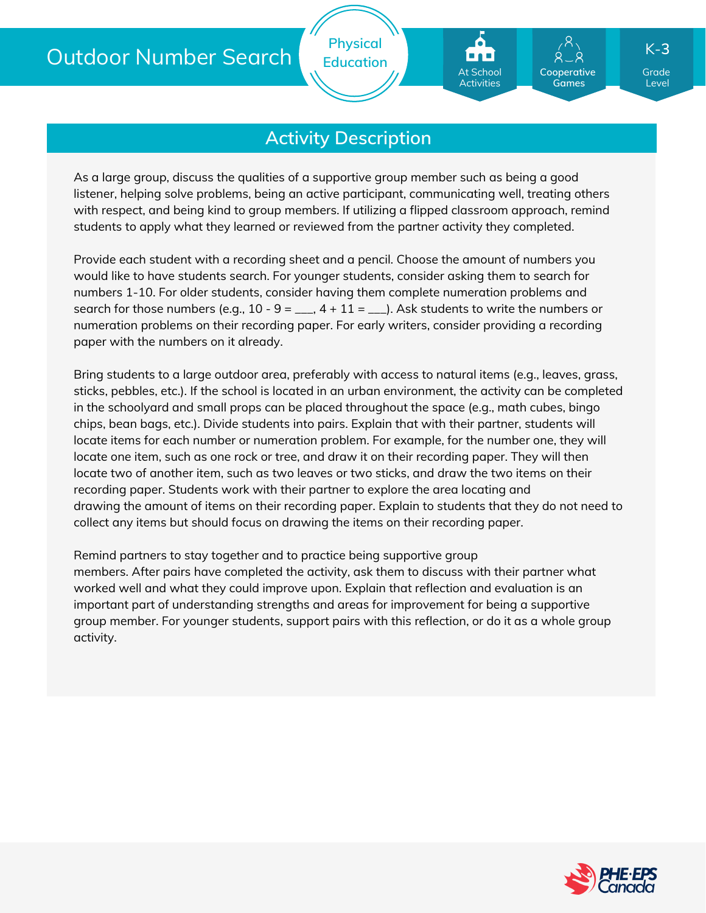# Outdoor Number Search

Physical Education

At School Activities | Cooperative Games | K-3 Grade Level

## Activity Description

As a large group, discuss the qualities of a supportive group member such as being a good listener, helping solve problems, being an active participant, communicating well, treating others with respect, and being kind to group members. If utilizing a flipped classroom approach, remind students to apply what they learned or reviewed from the partner activity they completed.

Provide each student with a recording sheet and a pencil. Choose the amount of numbers you would like to have students search. For younger students, consider asking them to search for numbers 1-10. For older students, consider having them complete numeration problems and search for those numbers (e.g., 10 - 9 = ___, 4 + 11 = ___). Ask students to write the numbers or numeration problems on their recording paper. For early writers, consider providing a recording paper with the numbers on it already.

Bring students to a large outdoor area, preferably with access to natural items (e.g., leaves, grass, sticks, pebbles, etc.). If the school is located in an urban environment, the activity can be completed in the schoolyard and small props can be placed throughout the space (e.g., math cubes, bingo chips, bean bags, etc.). Divide students into pairs. Explain that with their partner, students will locate items for each number or numeration problem. For example, for the number one, they will locate one item, such as one rock or tree, and draw it on their recording paper. They will then locate two of another item, such as two leaves or two sticks, and draw the two items on their recording paper. Students work with their partner to explore the area locating and drawing the amount of items on their recording paper. Explain to students that they do not need to collect any items but should focus on drawing the items on their recording paper.

Remind partners to stay together and to practice being supportive group members. After pairs have completed the activity, ask them to discuss with their partner what worked well and what they could improve upon. Explain that reflection and evaluation is an important part of understanding strengths and areas for improvement for being a supportive group member. For younger students, support pairs with this reflection, or do it as a whole group activity.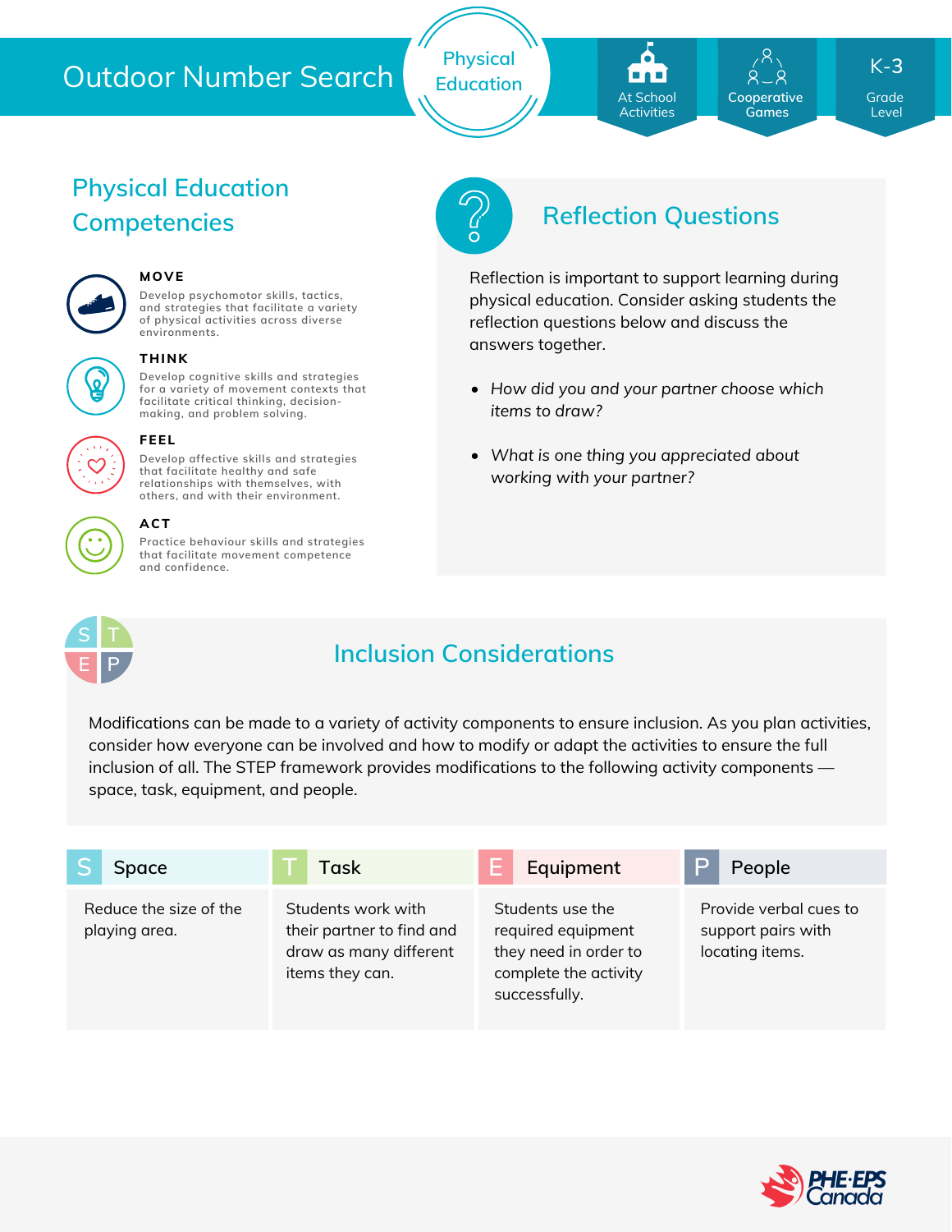# Outdoor Number Search

Physical Education

At School Activities | Cooperative Games | K-3 Grade Level

## Physical Education Competencies

**MOVE**

Develop psychomotor skills, tactics, and strategies that facilitate a variety of physical activities across diverse environments.

**THINK**

Develop cognitive skills and strategies for a variety of movement contexts that facilitate critical thinking, decision-making, and problem solving.

**FEEL**

Develop affective skills and strategies that facilitate healthy and safe relationships with themselves, with others, and with their environment.

**ACT**

Practice behaviour skills and strategies that facilitate movement competence and confidence.

## Reflection Questions

Reflection is important to support learning during physical education. Consider asking students the reflection questions below and discuss the answers together.

- *How did you and your partner choose which items to draw?*
- *What is one thing you appreciated about working with your partner?*

## Inclusion Considerations

Modifications can be made to a variety of activity components to ensure inclusion. As you plan activities, consider how everyone can be involved and how to modify or adapt the activities to ensure the full inclusion of all. The STEP framework provides modifications to the following activity components — space, task, equipment, and people.

| S Space | T Task | E Equipment | P People |
|---|---|---|---|
| Reduce the size of the playing area. | Students work with their partner to find and draw as many different items they can. | Students use the required equipment they need in order to complete the activity successfully. | Provide verbal cues to support pairs with locating items. |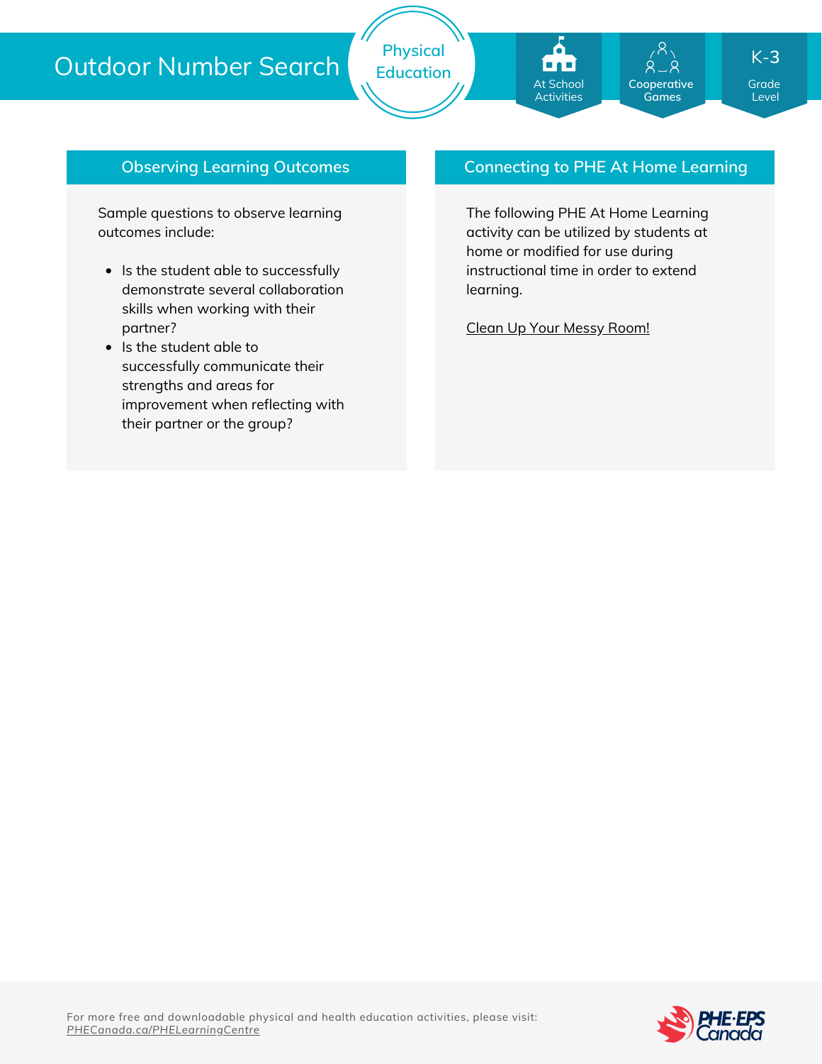## Observing Learning Outcomes

Sample questions to observe learning outcomes include:

- Is the student able to successfully demonstrate several collaboration skills when working with their partner?
- Is the student able to successfully communicate their strengths and areas for improvement when reflecting with their partner or the group?

## Connecting to PHE At Home Learning

The following PHE At Home Learning activity can be utilized by students at home or modified for use during instructional time in order to extend learning.

Clean Up Your Messy Room!